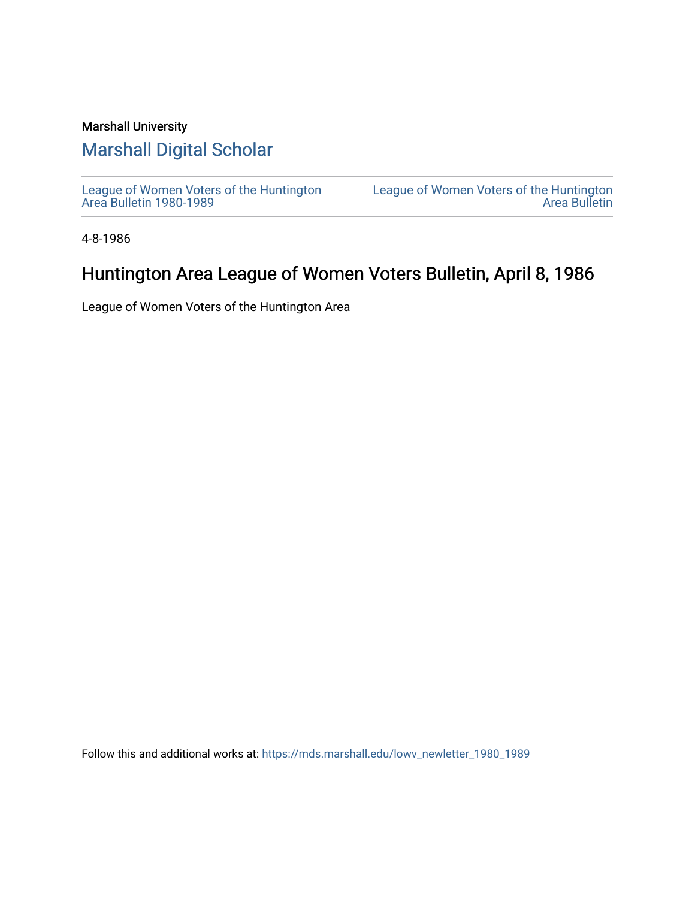Marshall University

# Marshall Digital Scholar

League of Women Voters of the Huntington Area Bulletin 1980-1989

League of Women Voters of the Huntington Area Bulletin

4-8-1986

## Huntington Area League of Women Voters Bulletin, April 8, 1986

League of Women Voters of the Huntington Area

Follow this and additional works at: https://mds.marshall.edu/lowv_newletter_1980_1989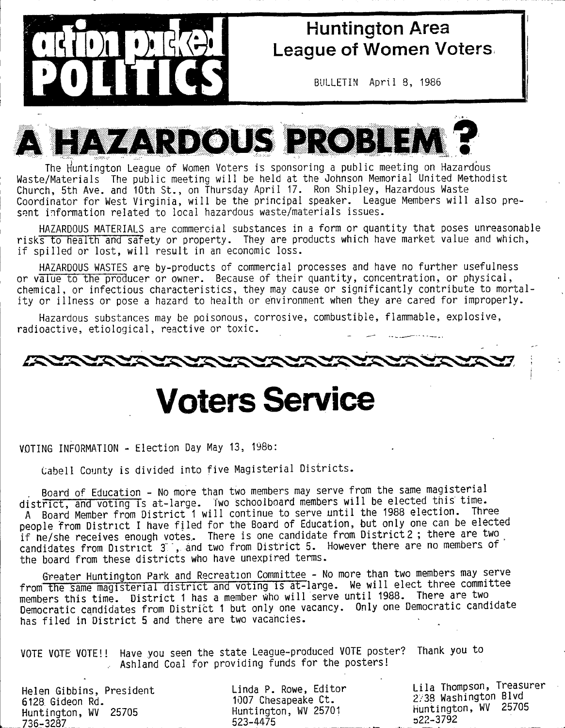# action packed POLITICS

## Huntington Area League of Women Voters

BULLETIN April 8, 1986

# A HAZARDOUS PROBLEM?

The Huntington League of Women Voters is sponsoring a public meeting on Hazardous Waste/Materials The public meeting will be held at the Johnson Memorial United Methodist Church, 5th Ave. and 10th St., on Thursday April 17. Ron Shipley, Hazardous Waste Coordinator for West Virginia, will be the principal speaker. League Members will also present information related to local hazardous waste/materials issues.

HAZARDOUS MATERIALS are commercial substances in a form or quantity that poses unreasonable risks to health and safety or property. They are products which have market value and which, if spilled or lost, will result in an economic loss.

HAZARDOUS WASTES are by-products of commercial processes and have no further usefulness or value to the producer or owner. Because of their quantity, concentration, or physical, chemical, or infectious characteristics, they may cause or significantly contribute to mortality or illness or pose a hazard to health or environment when they are cared for improperly.

Hazardous substances may be poisonous, corrosive, combustible, flammable, explosive, radioactive, etiological, reactive or toxic.

# Voters Service

VOTING INFORMATION - Election Day May 13, 1986:

Cabell County is divided into five Magisterial Districts.

Board of Education - No more than two members may serve from the same magisterial district, and voting is at-large. Two schoolboard members will be elected this time. A Board Member from District 1 will continue to serve until the 1988 election. Three people from District I have filed for the Board of Education, but only one can be elected if he/she receives enough votes. There is one candidate from District 2; there are two candidates from District 3, and two from District 5. However there are no members of the board from these districts who have unexpired terms.

Greater Huntington Park and Recreation Committee - No more than two members may serve from the same magisterial district and voting is at-large. We will elect three committee members this time. District 1 has a member who will serve until 1988. There are two Democratic candidates from District 1 but only one vacancy. Only one Democratic candidate has filed in District 5 and there are two vacancies.

VOTE VOTE VOTE!! Have you seen the state League-produced VOTE poster? Thank you to Ashland Coal for providing funds for the posters!

Helen Gibbins, President
6128 Gideon Rd.
Huntington, WV 25705
736-3287

Linda P. Rowe, Editor
1007 Chesapeake Ct.
Huntington, WV 25701
523-4475

Lila Thompson, Treasurer
2738 Washington Blvd
Huntington, WV 25705
522-3792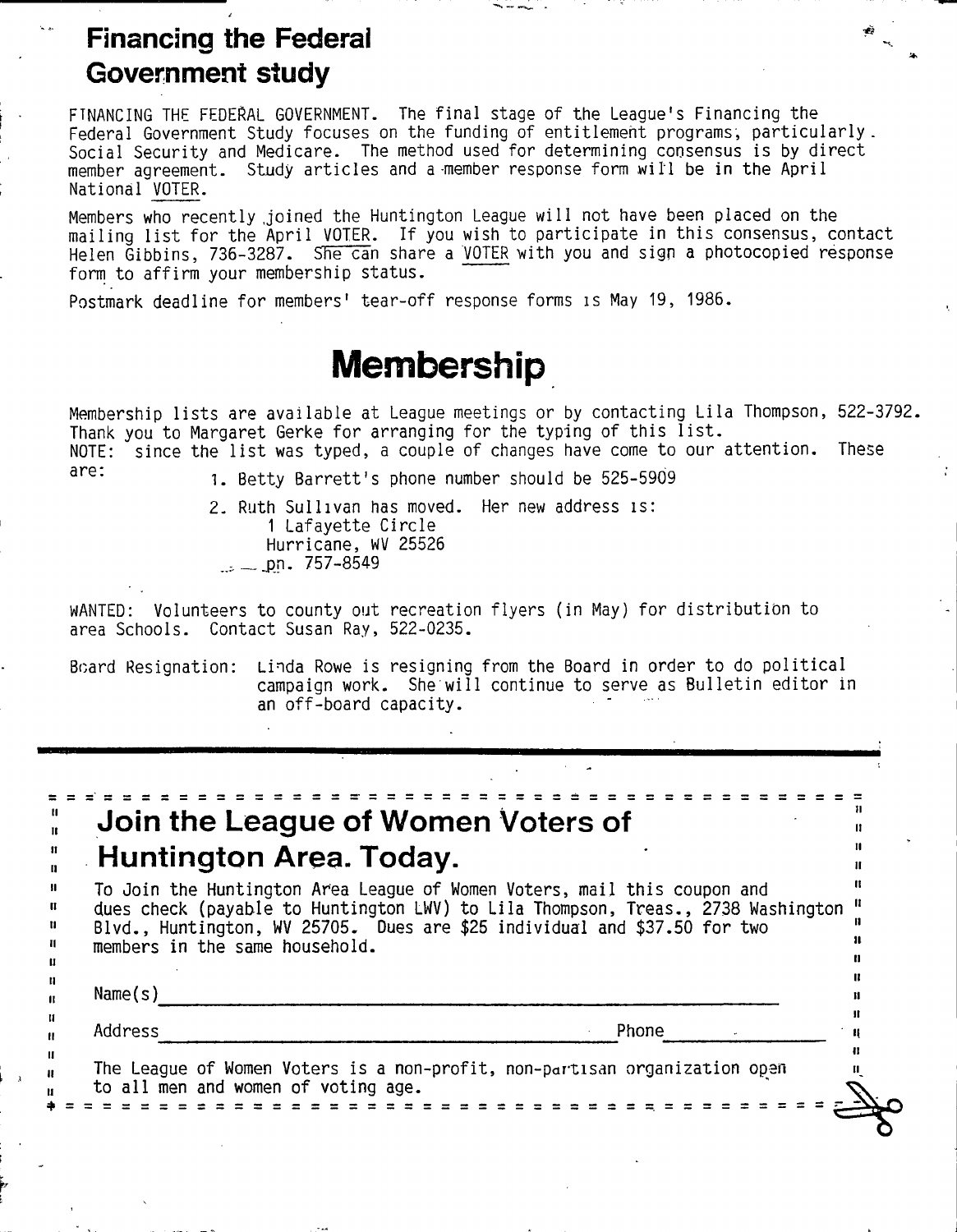## Financing the Federal Government study

FINANCING THE FEDERAL GOVERNMENT. The final stage of the League's Financing the Federal Government Study focuses on the funding of entitlement programs, particularly Social Security and Medicare. The method used for determining consensus is by direct member agreement. Study articles and a member response form will be in the April National VOTER.

Members who recently joined the Huntington League will not have been placed on the mailing list for the April VOTER. If you wish to participate in this consensus, contact Helen Gibbins, 736-3287. She can share a VOTER with you and sign a photocopied response form to affirm your membership status.

Postmark deadline for members' tear-off response forms is May 19, 1986.

# Membership

Membership lists are available at League meetings or by contacting Lila Thompson, 522-3792. Thank you to Margaret Gerke for arranging for the typing of this list.
NOTE: since the list was typed, a couple of changes have come to our attention. These are:

1. Betty Barrett's phone number should be 525-5909
2. Ruth Sullivan has moved. Her new address is:
   1 Lafayette Circle
   Hurricane, WV 25526
   pn. 757-8549

WANTED: Volunteers to county out recreation flyers (in May) for distribution to area Schools. Contact Susan Ray, 522-0235.

Board Resignation: Linda Rowe is resigning from the Board in order to do political campaign work. She will continue to serve as Bulletin editor in an off-board capacity.

---

## Join the League of Women Voters of Huntington Area. Today.

To Join the Huntington Area League of Women Voters, mail this coupon and dues check (payable to Huntington LWV) to Lila Thompson, Treas., 2738 Washington Blvd., Huntington, WV 25705. Dues are $25 individual and $37.50 for two members in the same household.

Name(s) ____________________________________________

Address ______________________________ Phone ____________

The League of Women Voters is a non-profit, non-partisan organization open to all men and women of voting age.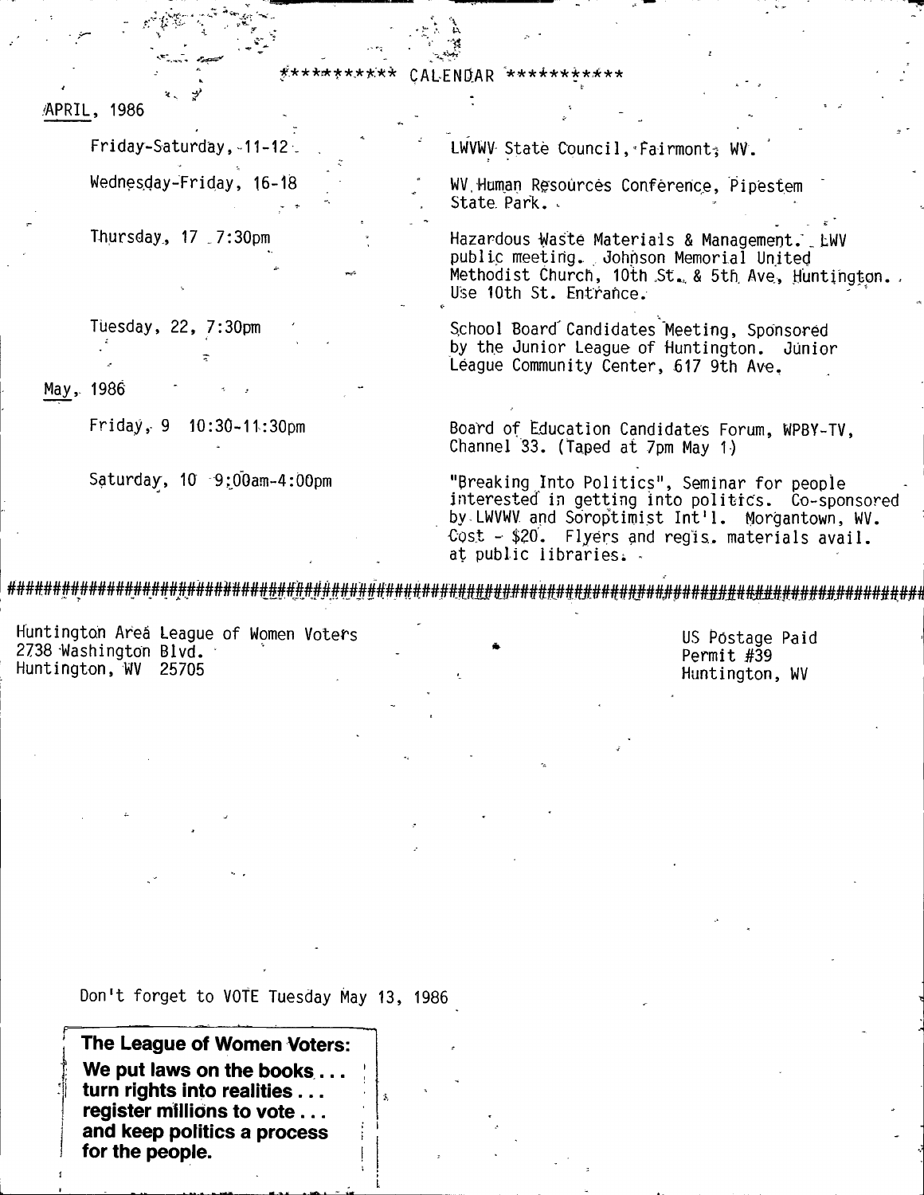# *********** CALENDAR ***********

APRIL, 1986

| | |
|---|---|
| Friday-Saturday, 11-12 | LWVWV State Council, Fairmont, WV. |
| Wednesday-Friday, 16-18 | WV Human Resources Conference, Pipestem State Park. |
| Thursday, 17 7:30pm | Hazardous Waste Materials & Management. LWV public meeting. Johnson Memorial United Methodist Church, 10th St. & 5th Ave, Huntington. Use 10th St. Entrance. |
| Tuesday, 22, 7:30pm | School Board Candidates Meeting, Sponsored by the Junior League of Huntington. Junior League Community Center, 617 9th Ave. |

May, 1986

| | |
|---|---|
| Friday, 9 10:30-11:30pm | Board of Education Candidates Forum, WPBY-TV, Channel 33. (Taped at 7pm May 1) |
| Saturday, 10 9:00am-4:00pm | "Breaking Into Politics", Seminar for people interested in getting into politics. Co-sponsored by LWVWV and Soroptimist Int'l. Morgantown, WV. Cost - $20. Flyers and regis. materials avail. at public libraries. |

################################################################################################

Huntington Area League of Women Voters
2738 Washington Blvd.
Huntington, WV 25705

US Postage Paid
Permit #39
Huntington, WV

Don't forget to VOTE Tuesday May 13, 1986

**The League of Women Voters:**
**We put laws on the books . . .**
**turn rights into realities . . .**
**register millions to vote . . .**
**and keep politics a process**
**for the people.**